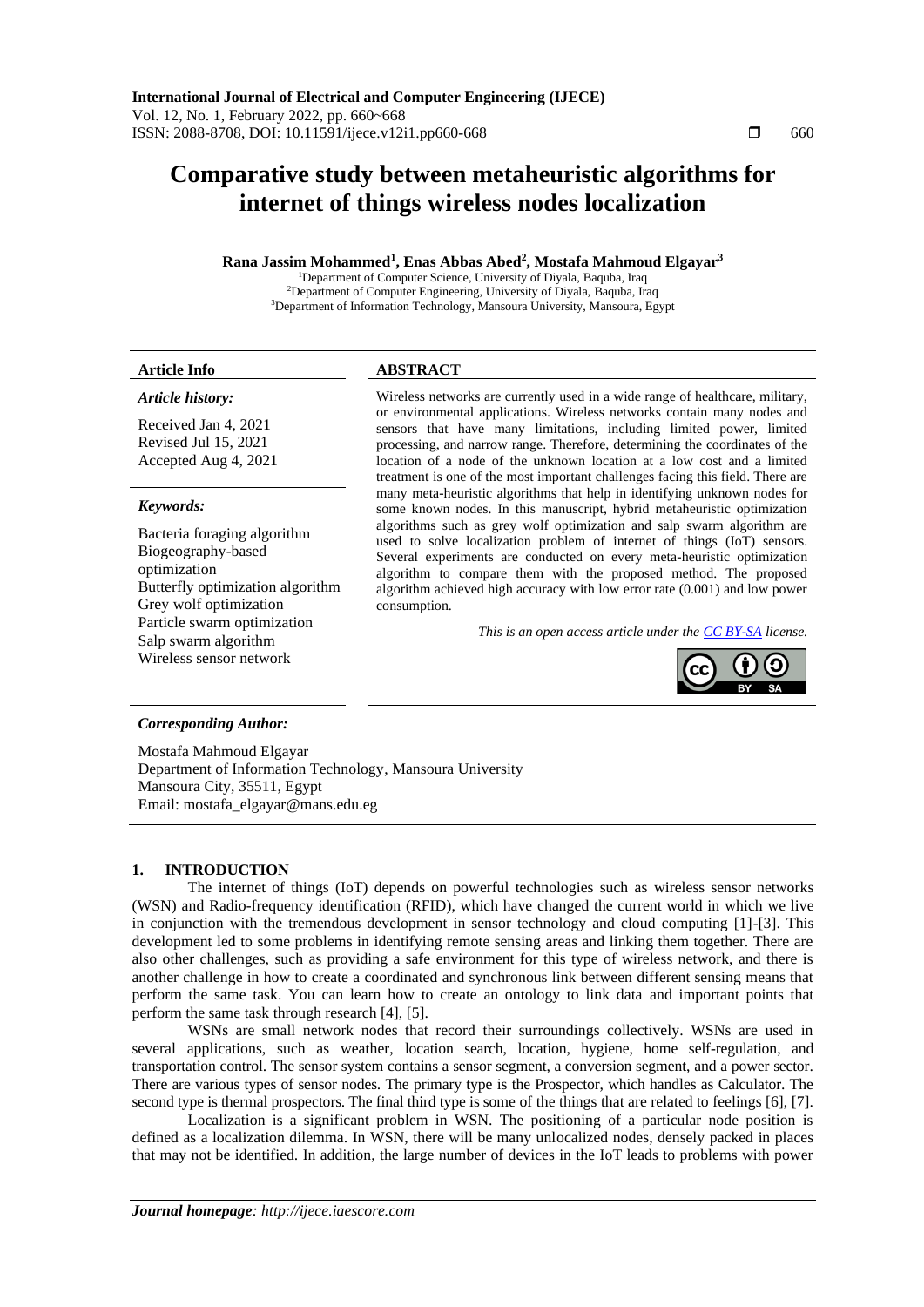# Comparative study between metaheuristic algorithms for internet of things wireless nodes localization

**Rana Jassim Mohammed[1], Enas Abbas Abed[2], Mostafa Mahmoud Elgayar[3]**

[1]Department of Computer Science, University of Diyala, Baquba, Iraq
[2]Department of Computer Engineering, University of Diyala, Baquba, Iraq
[3]Department of Information Technology, Mansoura University, Mansoura, Egypt

**Article Info**

*Article history:*

Received Jan 4, 2021
Revised Jul 15, 2021
Accepted Aug 4, 2021

*Keywords:*

Bacteria foraging algorithm
Biogeography-based optimization
Butterfly optimization algorithm
Grey wolf optimization
Particle swarm optimization
Salp swarm algorithm
Wireless sensor network

**ABSTRACT**

Wireless networks are currently used in a wide range of healthcare, military, or environmental applications. Wireless networks contain many nodes and sensors that have many limitations, including limited power, limited processing, and narrow range. Therefore, determining the coordinates of the location of a node of the unknown location at a low cost and a limited treatment is one of the most important challenges facing this field. There are many meta-heuristic algorithms that help in identifying unknown nodes for some known nodes. In this manuscript, hybrid metaheuristic optimization algorithms such as grey wolf optimization and salp swarm algorithm are used to solve localization problem of internet of things (IoT) sensors. Several experiments are conducted on every meta-heuristic optimization algorithm to compare them with the proposed method. The proposed algorithm achieved high accuracy with low error rate (0.001) and low power consumption.

*This is an open access article under the CC BY-SA license.*

***Corresponding Author:***

Mostafa Mahmoud Elgayar
Department of Information Technology, Mansoura University
Mansoura City, 35511, Egypt
Email: mostafa_elgayar@mans.edu.eg

## 1. INTRODUCTION

The internet of things (IoT) depends on powerful technologies such as wireless sensor networks (WSN) and Radio-frequency identification (RFID), which have changed the current world in which we live in conjunction with the tremendous development in sensor technology and cloud computing [1]-[3]. This development led to some problems in identifying remote sensing areas and linking them together. There are also other challenges, such as providing a safe environment for this type of wireless network, and there is another challenge in how to create a coordinated and synchronous link between different sensing means that perform the same task. You can learn how to create an ontology to link data and important points that perform the same task through research [4], [5].

WSNs are small network nodes that record their surroundings collectively. WSNs are used in several applications, such as weather, location search, location, hygiene, home self-regulation, and transportation control. The sensor system contains a sensor segment, a conversion segment, and a power sector. There are various types of sensor nodes. The primary type is the Prospector, which handles as Calculator. The second type is thermal prospectors. The final third type is some of the things that are related to feelings [6], [7].

Localization is a significant problem in WSN. The positioning of a particular node position is defined as a localization dilemma. In WSN, there will be many unlocalized nodes, densely packed in places that may not be identified. In addition, the large number of devices in the IoT leads to problems with power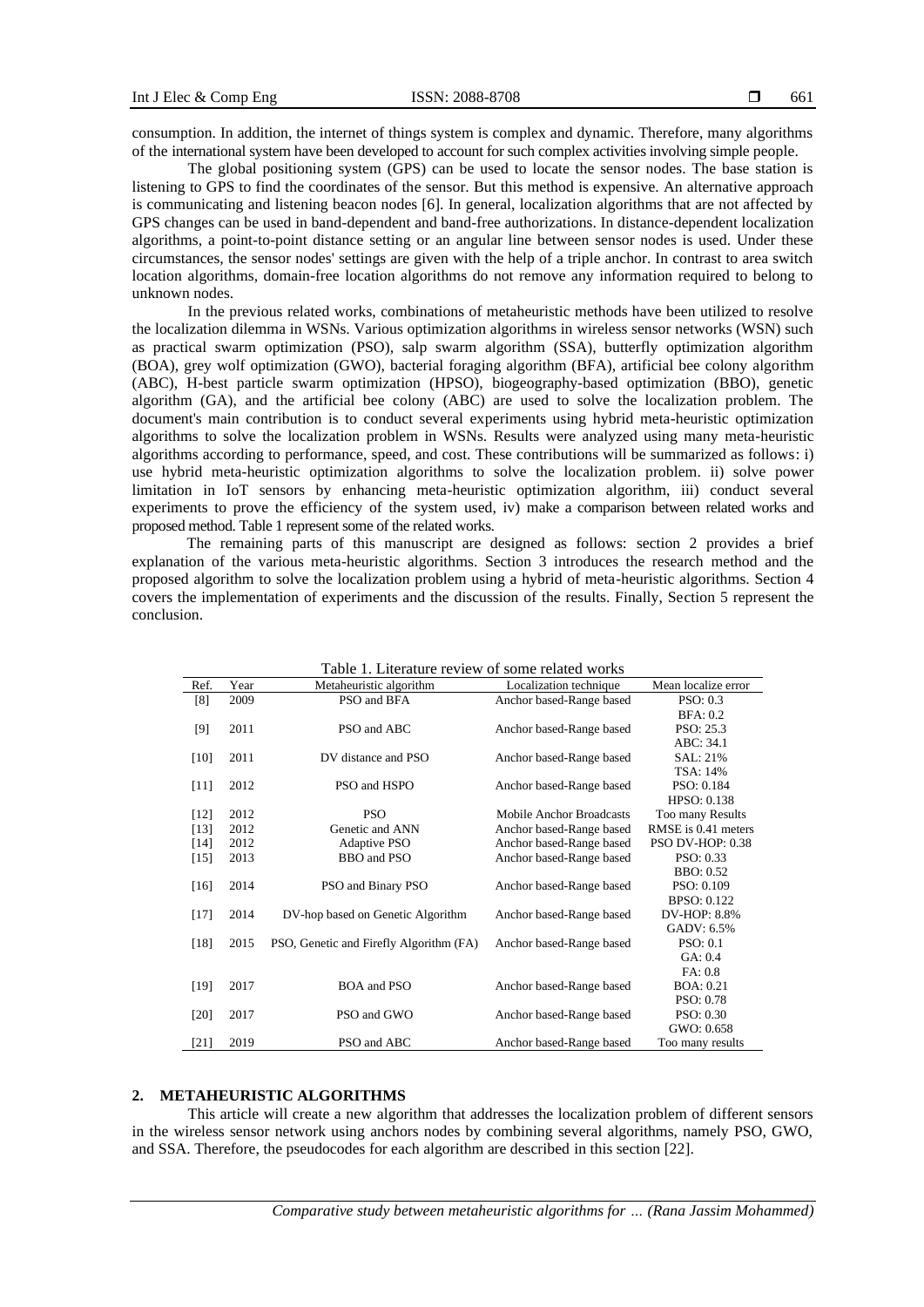consumption. In addition, the internet of things system is complex and dynamic. Therefore, many algorithms of the international system have been developed to account for such complex activities involving simple people.

The global positioning system (GPS) can be used to locate the sensor nodes. The base station is listening to GPS to find the coordinates of the sensor. But this method is expensive. An alternative approach is communicating and listening beacon nodes [6]. In general, localization algorithms that are not affected by GPS changes can be used in band-dependent and band-free authorizations. In distance-dependent localization algorithms, a point-to-point distance setting or an angular line between sensor nodes is used. Under these circumstances, the sensor nodes' settings are given with the help of a triple anchor. In contrast to area switch location algorithms, domain-free location algorithms do not remove any information required to belong to unknown nodes.

In the previous related works, combinations of metaheuristic methods have been utilized to resolve the localization dilemma in WSNs. Various optimization algorithms in wireless sensor networks (WSN) such as practical swarm optimization (PSO), salp swarm algorithm (SSA), butterfly optimization algorithm (BOA), grey wolf optimization (GWO), bacterial foraging algorithm (BFA), artificial bee colony algorithm (ABC), H-best particle swarm optimization (HPSO), biogeography-based optimization (BBO), genetic algorithm (GA), and the artificial bee colony (ABC) are used to solve the localization problem. The document's main contribution is to conduct several experiments using hybrid meta-heuristic optimization algorithms to solve the localization problem in WSNs. Results were analyzed using many meta-heuristic algorithms according to performance, speed, and cost. These contributions will be summarized as follows: i) use hybrid meta-heuristic optimization algorithms to solve the localization problem. ii) solve power limitation in IoT sensors by enhancing meta-heuristic optimization algorithm, iii) conduct several experiments to prove the efficiency of the system used, iv) make a comparison between related works and proposed method. Table 1 represent some of the related works.

The remaining parts of this manuscript are designed as follows: section 2 provides a brief explanation of the various meta-heuristic algorithms. Section 3 introduces the research method and the proposed algorithm to solve the localization problem using a hybrid of meta-heuristic algorithms. Section 4 covers the implementation of experiments and the discussion of the results. Finally, Section 5 represent the conclusion.

Table 1. Literature review of some related works

| Ref. | Year | Metaheuristic algorithm | Localization technique | Mean localize error |
|---|---|---|---|---|
| [8] | 2009 | PSO and BFA | Anchor based-Range based | PSO: 0.3<br>BFA: 0.2 |
| [9] | 2011 | PSO and ABC | Anchor based-Range based | PSO: 25.3<br>ABC: 34.1 |
| [10] | 2011 | DV distance and PSO | Anchor based-Range based | SAL: 21%<br>TSA: 14% |
| [11] | 2012 | PSO and HSPO | Anchor based-Range based | PSO: 0.184<br>HPSO: 0.138 |
| [12] | 2012 | PSO | Mobile Anchor Broadcasts | Too many Results |
| [13] | 2012 | Genetic and ANN | Anchor based-Range based | RMSE is 0.41 meters |
| [14] | 2012 | Adaptive PSO | Anchor based-Range based | PSO DV-HOP: 0.38 |
| [15] | 2013 | BBO and PSO | Anchor based-Range based | PSO: 0.33<br>BBO: 0.52 |
| [16] | 2014 | PSO and Binary PSO | Anchor based-Range based | PSO: 0.109<br>BPSO: 0.122 |
| [17] | 2014 | DV-hop based on Genetic Algorithm | Anchor based-Range based | DV-HOP: 8.8%<br>GADV: 6.5% |
| [18] | 2015 | PSO, Genetic and Firefly Algorithm (FA) | Anchor based-Range based | PSO: 0.1<br>GA: 0.4<br>FA: 0.8 |
| [19] | 2017 | BOA and PSO | Anchor based-Range based | BOA: 0.21<br>PSO: 0.78 |
| [20] | 2017 | PSO and GWO | Anchor based-Range based | PSO: 0.30<br>GWO: 0.658 |
| [21] | 2019 | PSO and ABC | Anchor based-Range based | Too many results |

## 2. METAHEURISTIC ALGORITHMS

This article will create a new algorithm that addresses the localization problem of different sensors in the wireless sensor network using anchors nodes by combining several algorithms, namely PSO, GWO, and SSA. Therefore, the pseudocodes for each algorithm are described in this section [22].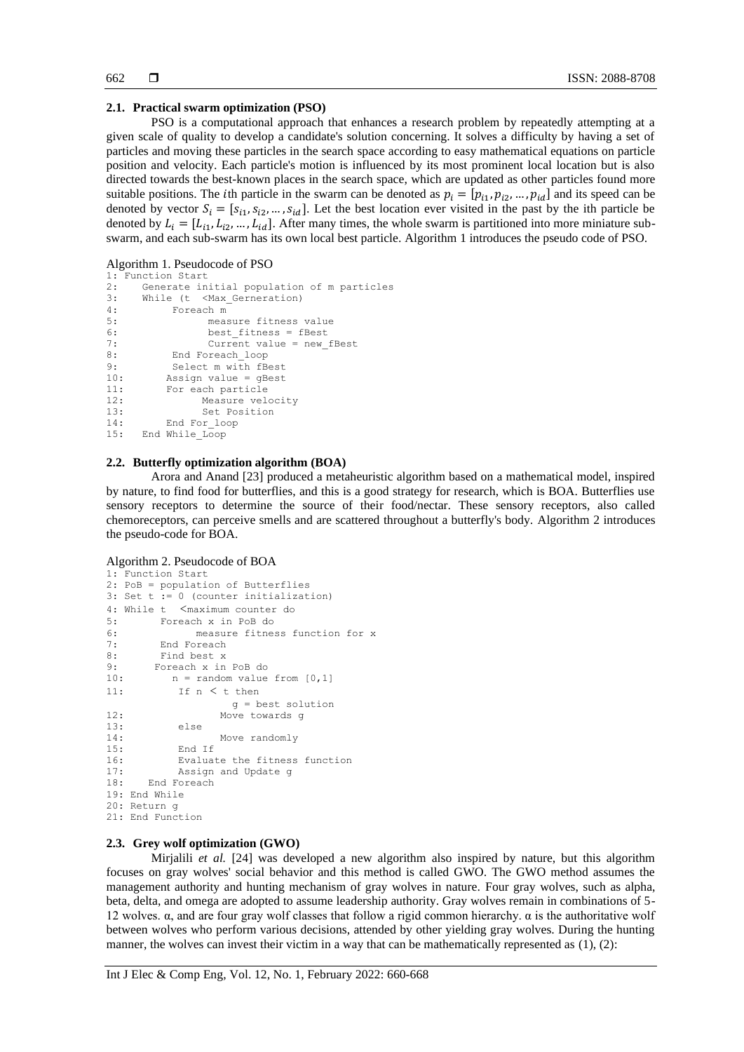### 2.1. Practical swarm optimization (PSO)

PSO is a computational approach that enhances a research problem by repeatedly attempting at a given scale of quality to develop a candidate's solution concerning. It solves a difficulty by having a set of particles and moving these particles in the search space according to easy mathematical equations on particle position and velocity. Each particle's motion is influenced by its most prominent local location but is also directed towards the best-known places in the search space, which are updated as other particles found more suitable positions. The *i*th particle in the swarm can be denoted as $p_i = [p_{i1}, p_{i2}, \ldots, p_{id}]$ and its speed can be denoted by vector $S_i = [s_{i1}, s_{i2}, \ldots, s_{id}]$. Let the best location ever visited in the past by the ith particle be denoted by $L_i = [L_{i1}, L_{i2}, \ldots, L_{id}]$. After many times, the whole swarm is partitioned into more miniature sub-swarm, and each sub-swarm has its own local best particle. Algorithm 1 introduces the pseudo code of PSO.

Algorithm 1. Pseudocode of PSO

```
1: Function Start
2:    Generate initial population of m particles
3:    While (t  <Max_Gerneration)
4:         Foreach m
5:              measure fitness value
6:              best_fitness = fBest
7:              Current value = new_fBest
8:         End Foreach_loop
9:         Select m with fBest
10:       Assign value = gBest
11:       For each particle
12:            Measure velocity
13:            Set Position
14:       End For_loop
15:   End While_Loop
```

### 2.2. Butterfly optimization algorithm (BOA)

Arora and Anand [23] produced a metaheuristic algorithm based on a mathematical model, inspired by nature, to find food for butterflies, and this is a good strategy for research, which is BOA. Butterflies use sensory receptors to determine the source of their food/nectar. These sensory receptors, also called chemoreceptors, can perceive smells and are scattered throughout a butterfly's body. Algorithm 2 introduces the pseudo-code for BOA.

Algorithm 2. Pseudocode of BOA

```
1: Function Start
2: PoB = population of Butterflies
3: Set t := 0 (counter initialization)
4: While t  <maximum counter do
5:       Foreach x in PoB do
6:             measure fitness function for x
7:       End Foreach
8:       Find best x
9:      Foreach x in PoB do
10:        n = random value from [0,1]
11:         If n < t then
                  g = best solution
12:               Move towards g
13:         else
14:               Move randomly
15:         End If
16:         Evaluate the fitness function
17:         Assign and Update g
18:    End Foreach
19: End While
20: Return g
21: End Function
```

### 2.3. Grey wolf optimization (GWO)

Mirjalili *et al.* [24] was developed a new algorithm also inspired by nature, but this algorithm focuses on gray wolves' social behavior and this method is called GWO. The GWO method assumes the management authority and hunting mechanism of gray wolves in nature. Four gray wolves, such as alpha, beta, delta, and omega are adopted to assume leadership authority. Gray wolves remain in combinations of 5-12 wolves. α, and are four gray wolf classes that follow a rigid common hierarchy. α is the authoritative wolf between wolves who perform various decisions, attended by other yielding gray wolves. During the hunting manner, the wolves can invest their victim in a way that can be mathematically represented as (1), (2):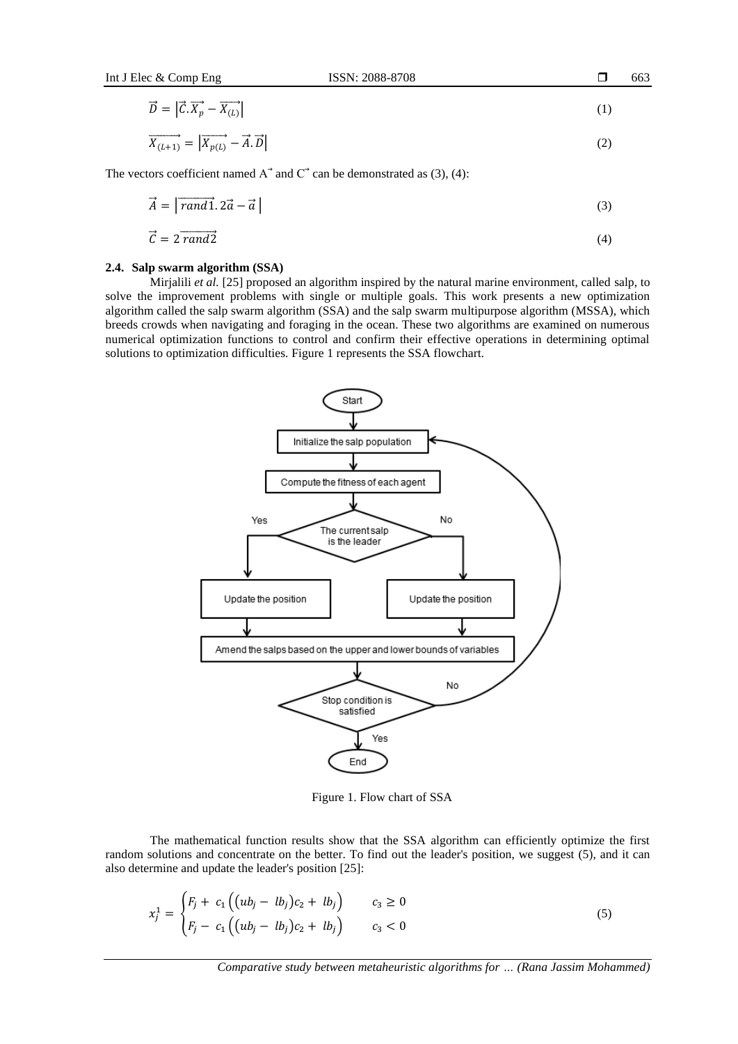$$\vec{D} = \left|\vec{C}.\vec{X_p} - \overrightarrow{X_{(L)}}\right| \tag{1}$$

$$\overrightarrow{X_{(L+1)}} = \left|\overrightarrow{X_{p(L)}} - \vec{A}.\vec{D}\right| \tag{2}$$

The vectors coefficient named $\vec{A}$ and $\vec{C}$ can be demonstrated as (3), (4):

$$\vec{A} = \left|\overrightarrow{rand1}.\,2\vec{a} - \vec{a}\,\right| \tag{3}$$

$$\vec{C} = 2\,\overrightarrow{rand2} \tag{4}$$

### 2.4. Salp swarm algorithm (SSA)

Mirjalili *et al.* [25] proposed an algorithm inspired by the natural marine environment, called salp, to solve the improvement problems with single or multiple goals. This work presents a new optimization algorithm called the salp swarm algorithm (SSA) and the salp swarm multipurpose algorithm (MSSA), which breeds crowds when navigating and foraging in the ocean. These two algorithms are examined on numerous numerical optimization functions to control and confirm their effective operations in determining optimal solutions to optimization difficulties. Figure 1 represents the SSA flowchart.

Figure 1. Flow chart of SSA

The mathematical function results show that the SSA algorithm can efficiently optimize the first random solutions and concentrate on the better. To find out the leader's position, we suggest (5), and it can also determine and update the leader's position [25]:

$$x_j^1 = \begin{cases} F_j + c_1\left(\left(ub_j - lb_j\right)c_2 + lb_j\right) & c_3 \geq 0 \\ F_j - c_1\left(\left(ub_j - lb_j\right)c_2 + lb_j\right) & c_3 < 0 \end{cases} \tag{5}$$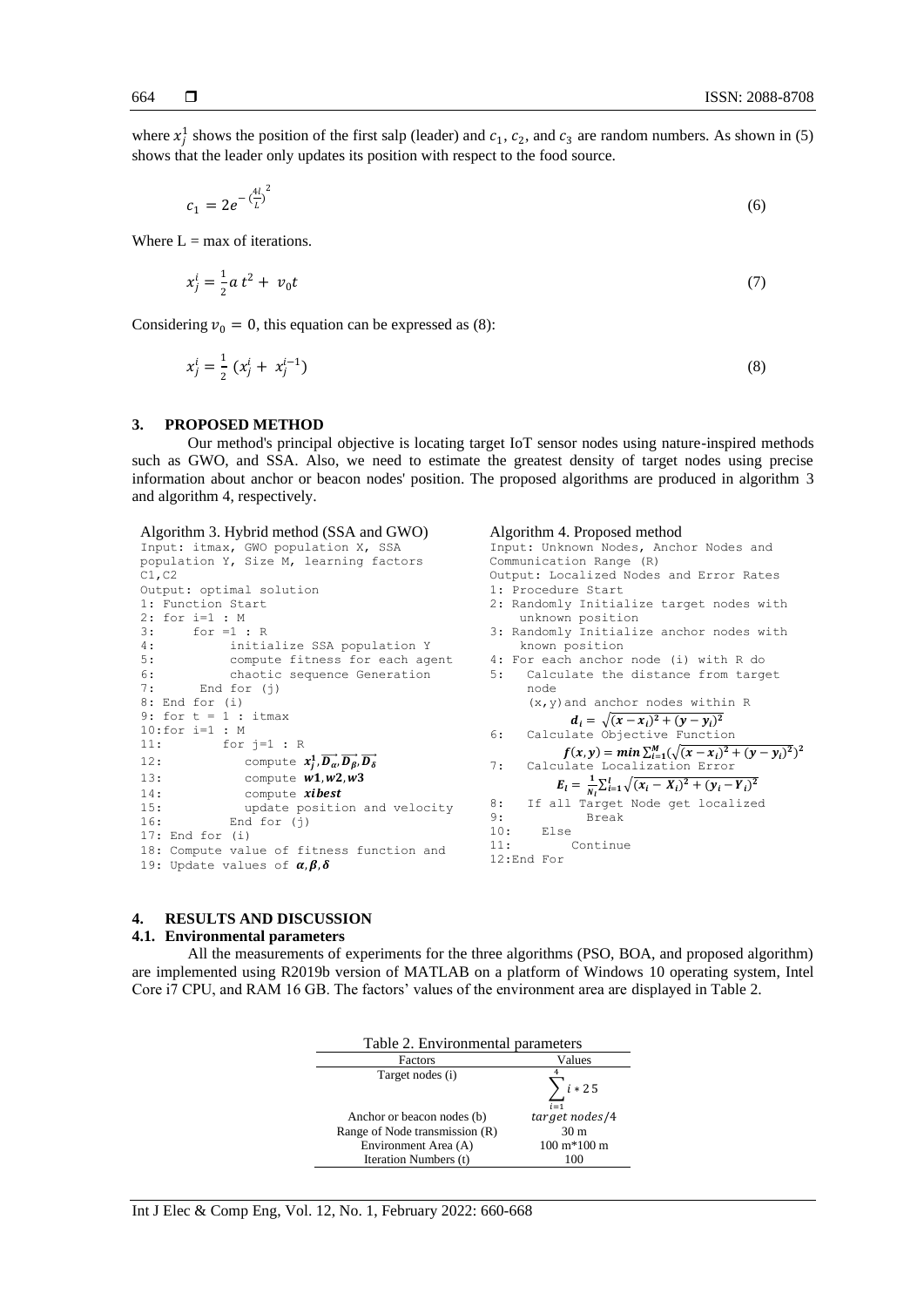where $x_j^1$ shows the position of the first salp (leader) and $c_1$, $c_2$, and $c_3$ are random numbers. As shown in (5) shows that the leader only updates its position with respect to the food source.

$$c_1 = 2e^{-\left(\frac{4l}{L}\right)^2} \tag{6}$$

Where L = max of iterations.

$$x_j^i = \frac{1}{2} a\, t^2 + v_0 t \tag{7}$$

Considering $v_0 = 0$, this equation can be expressed as (8):

$$x_j^i = \frac{1}{2} \left(x_j^i + x_j^{i-1}\right) \tag{8}$$

## 3. PROPOSED METHOD

Our method's principal objective is locating target IoT sensor nodes using nature-inspired methods such as GWO, and SSA. Also, we need to estimate the greatest density of target nodes using precise information about anchor or beacon nodes' position. The proposed algorithms are produced in algorithm 3 and algorithm 4, respectively.

Algorithm 3. Hybrid method (SSA and GWO)

```
Input: itmax, GWO population X, SSA
population Y, Size M, learning factors
C1,C2
Output: optimal solution
1: Function Start
2: for i=1 : M
3:     for =1 : R
4:          initialize SSA population Y
5:          compute fitness for each agent
6:          chaotic sequence Generation
7:      End for (j)
8: End for (i)
9: for t = 1 : itmax
10:for i=1 : M
11:        for j=1 : R
12:           compute x_j^1, D_α, D_β, D_δ
13:           compute w1, w2, w3
14:           compute xibest
15:           update position and velocity
16:        End for (j)
17: End for (i)
18: Compute value of fitness function and
19: Update values of α, β, δ
```

Algorithm 4. Proposed method

```
Input: Unknown Nodes, Anchor Nodes and
Communication Range (R)
Output: Localized Nodes and Error Rates
1: Procedure Start
2: Randomly Initialize target nodes with
   unknown position
3: Randomly Initialize anchor nodes with
   known position
4: For each anchor node (i) with R do
5:   Calculate the distance from target
     node
     (x,y)and anchor nodes within R
```

$$d_i = \sqrt{(x - x_i)^2 + (y - y_i)^2}$$

```
6:   Calculate Objective Function
```

$$f(x, y) = min \sum_{i=1}^{M} \left(\sqrt{(x - x_i)^2 + (y - y_i)^2}\right)^2$$

```
7:   Calculate Localization Error
```

$$E_l = \frac{1}{N_l} \sum_{i=1}^{l} \sqrt{(x_i - X_i)^2 + (y_i - Y_i)^2}$$

```
8:   If all Target Node get localized
9:          Break
10:    Else
11:        Continue
12:End For
```

## 4. RESULTS AND DISCUSSION

### 4.1. Environmental parameters

All the measurements of experiments for the three algorithms (PSO, BOA, and proposed algorithm) are implemented using R2019b version of MATLAB on a platform of Windows 10 operating system, Intel Core i7 CPU, and RAM 16 GB. The factors' values of the environment area are displayed in Table 2.

Table 2. Environmental parameters

| Factors | Values |
|---|---|
| Target nodes (i) | $\sum_{i=1}^{4} i * 25$ |
| Anchor or beacon nodes (b) | $target\ nodes/4$ |
| Range of Node transmission (R) | 30 m |
| Environment Area (A) | 100 m*100 m |
| Iteration Numbers (t) | 100 |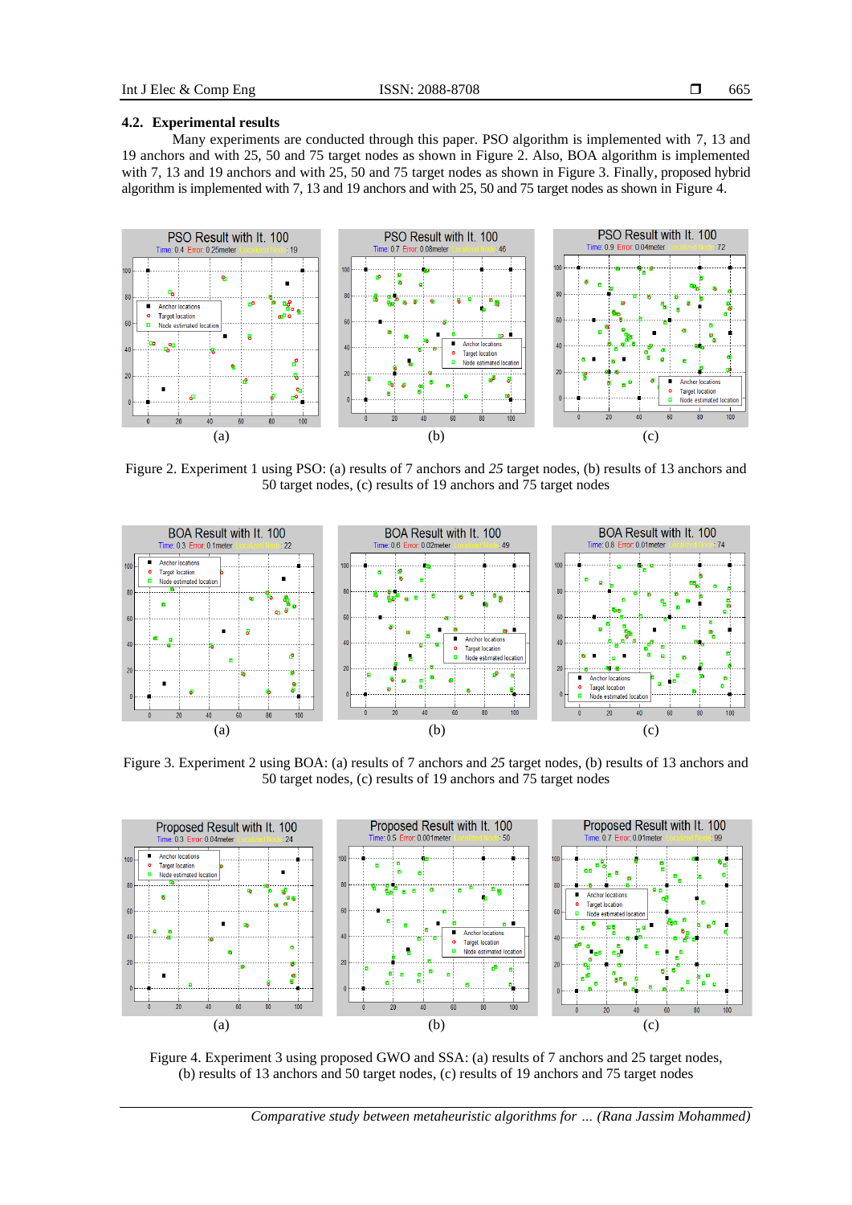### 4.2. Experimental results

Many experiments are conducted through this paper. PSO algorithm is implemented with 7, 13 and 19 anchors and with 25, 50 and 75 target nodes as shown in Figure 2. Also, BOA algorithm is implemented with 7, 13 and 19 anchors and with 25, 50 and 75 target nodes as shown in Figure 3. Finally, proposed hybrid algorithm is implemented with 7, 13 and 19 anchors and with 25, 50 and 75 target nodes as shown in Figure 4.

Figure 2. Experiment 1 using PSO: (a) results of 7 anchors and *25* target nodes, (b) results of 13 anchors and 50 target nodes, (c) results of 19 anchors and 75 target nodes

Figure 3. Experiment 2 using BOA: (a) results of 7 anchors and *25* target nodes, (b) results of 13 anchors and 50 target nodes, (c) results of 19 anchors and 75 target nodes

Figure 4. Experiment 3 using proposed GWO and SSA: (a) results of 7 anchors and 25 target nodes, (b) results of 13 anchors and 50 target nodes, (c) results of 19 anchors and 75 target nodes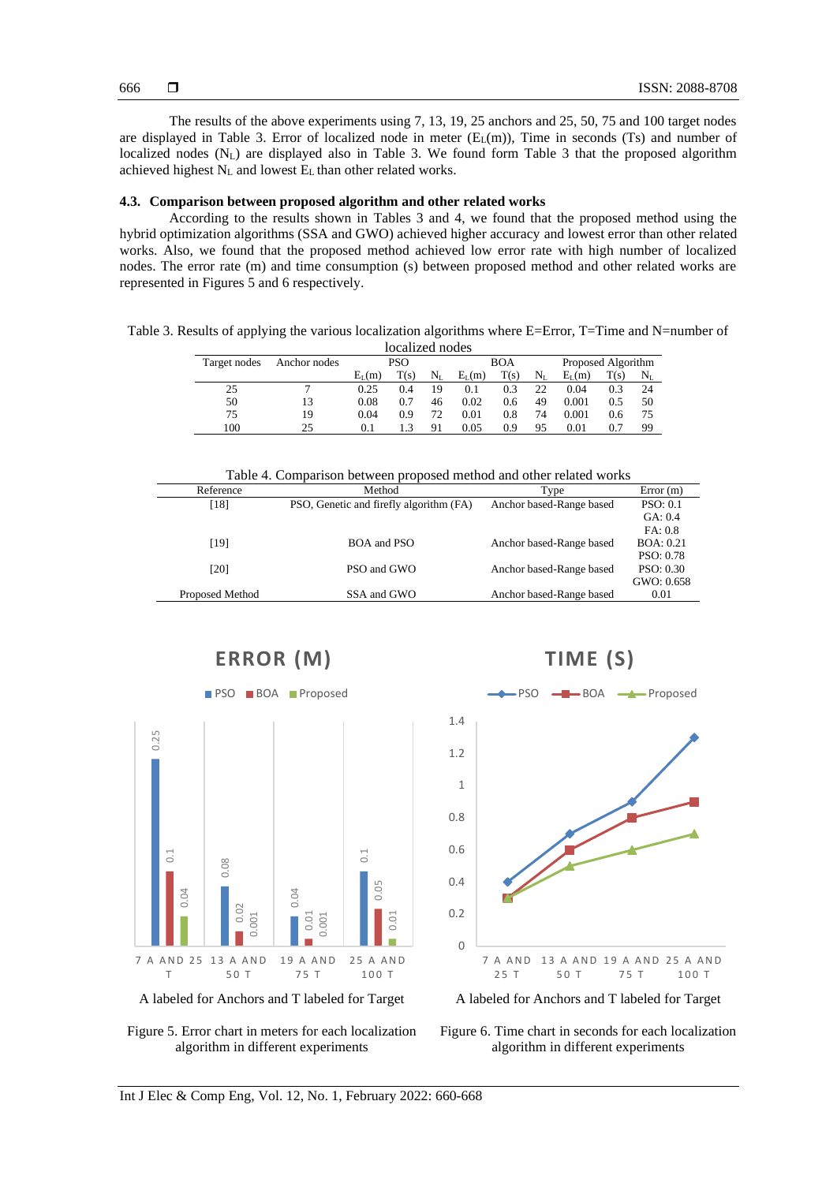The results of the above experiments using 7, 13, 19, 25 anchors and 25, 50, 75 and 100 target nodes are displayed in Table 3. Error of localized node in meter ($E_L$(m)), Time in seconds (Ts) and number of localized nodes ($N_L$) are displayed also in Table 3. We found form Table 3 that the proposed algorithm achieved highest $N_L$ and lowest $E_L$ than other related works.

### 4.3. Comparison between proposed algorithm and other related works

According to the results shown in Tables 3 and 4, we found that the proposed method using the hybrid optimization algorithms (SSA and GWO) achieved higher accuracy and lowest error than other related works. Also, we found that the proposed method achieved low error rate with high number of localized nodes. The error rate (m) and time consumption (s) between proposed method and other related works are represented in Figures 5 and 6 respectively.

Table 3. Results of applying the various localization algorithms where E=Error, T=Time and N=number of localized nodes

| Target nodes | Anchor nodes | PSO | | | BOA | | | Proposed Algorithm | | |
|---|---|---|---|---|---|---|---|---|---|---|
| | | $E_L$(m) | T(s) | $N_L$ | $E_L$(m) | T(s) | $N_L$ | $E_L$(m) | T(s) | $N_L$ |
| 25 | 7 | 0.25 | 0.4 | 19 | 0.1 | 0.3 | 22 | 0.04 | 0.3 | 24 |
| 50 | 13 | 0.08 | 0.7 | 46 | 0.02 | 0.6 | 49 | 0.001 | 0.5 | 50 |
| 75 | 19 | 0.04 | 0.9 | 72 | 0.01 | 0.8 | 74 | 0.001 | 0.6 | 75 |
| 100 | 25 | 0.1 | 1.3 | 91 | 0.05 | 0.9 | 95 | 0.01 | 0.7 | 99 |

Table 4. Comparison between proposed method and other related works

| Reference | Method | Type | Error (m) |
|---|---|---|---|
| [18] | PSO, Genetic and firefly algorithm (FA) | Anchor based-Range based | PSO: 0.1<br>GA: 0.4<br>FA: 0.8 |
| [19] | BOA and PSO | Anchor based-Range based | BOA: 0.21<br>PSO: 0.78 |
| [20] | PSO and GWO | Anchor based-Range based | PSO: 0.30<br>GWO: 0.658 |
| Proposed Method | SSA and GWO | Anchor based-Range based | 0.01 |

A labeled for Anchors and T labeled for Target

Figure 5. Error chart in meters for each localization algorithm in different experiments

A labeled for Anchors and T labeled for Target

Figure 6. Time chart in seconds for each localization algorithm in different experiments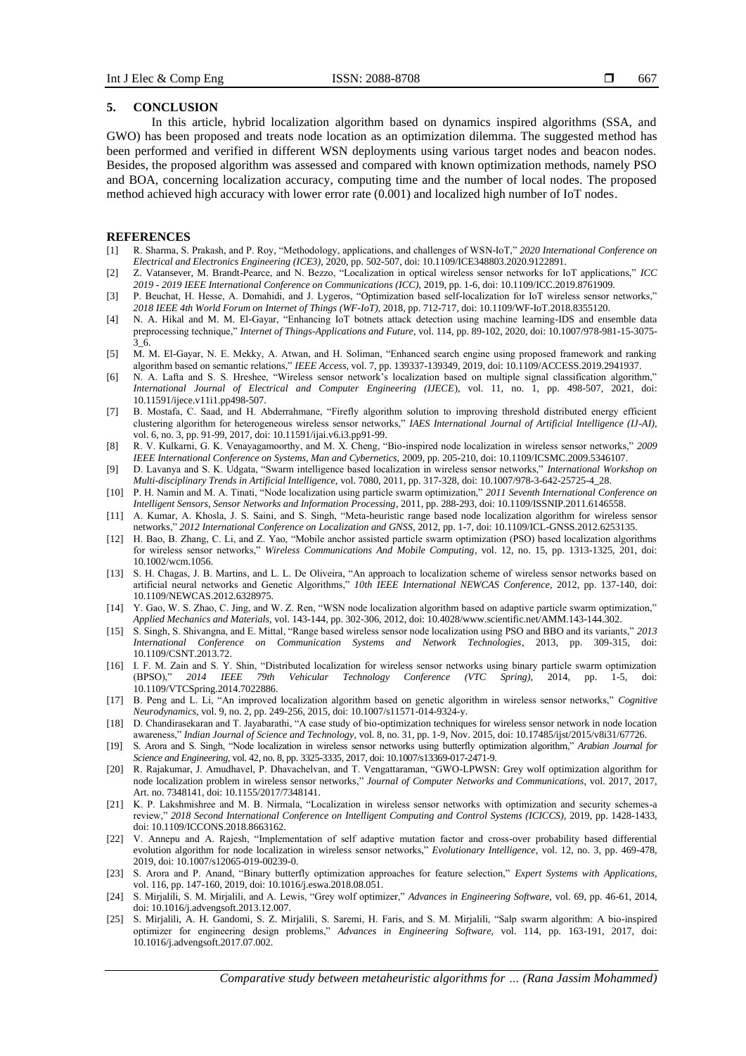## 5. CONCLUSION

In this article, hybrid localization algorithm based on dynamics inspired algorithms (SSA, and GWO) has been proposed and treats node location as an optimization dilemma. The suggested method has been performed and verified in different WSN deployments using various target nodes and beacon nodes. Besides, the proposed algorithm was assessed and compared with known optimization methods, namely PSO and BOA, concerning localization accuracy, computing time and the number of local nodes. The proposed method achieved high accuracy with lower error rate (0.001) and localized high number of IoT nodes.

## REFERENCES

[1] R. Sharma, S. Prakash, and P. Roy, "Methodology, applications, and challenges of WSN-IoT," *2020 International Conference on Electrical and Electronics Engineering (ICE3)*, 2020, pp. 502-507, doi: 10.1109/ICE348803.2020.9122891.

[2] Z. Vatansever, M. Brandt-Pearce, and N. Bezzo, "Localization in optical wireless sensor networks for IoT applications," *ICC 2019 - 2019 IEEE International Conference on Communications (ICC)*, 2019, pp. 1-6, doi: 10.1109/ICC.2019.8761909.

[3] P. Beuchat, H. Hesse, A. Domahidi, and J. Lygeros, "Optimization based self-localization for IoT wireless sensor networks," *2018 IEEE 4th World Forum on Internet of Things (WF-IoT)*, 2018, pp. 712-717, doi: 10.1109/WF-IoT.2018.8355120.

[4] N. A. Hikal and M. M. El-Gayar, "Enhancing IoT botnets attack detection using machine learning-IDS and ensemble data preprocessing technique," *Internet of Things-Applications and Future*, vol. 114, pp. 89-102, 2020, doi: 10.1007/978-981-15-3075-3_6.

[5] M. M. El-Gayar, N. E. Mekky, A. Atwan, and H. Soliman, "Enhanced search engine using proposed framework and ranking algorithm based on semantic relations," *IEEE Access*, vol. 7, pp. 139337-139349, 2019, doi: 10.1109/ACCESS.2019.2941937.

[6] N. A. Lafta and S. S. Hreshee, "Wireless sensor network's localization based on multiple signal classification algorithm," *International Journal of Electrical and Computer Engineering (IJECE*), vol. 11, no. 1, pp. 498-507, 2021, doi: 10.11591/ijece.v11i1.pp498-507.

[7] B. Mostafa, C. Saad, and H. Abderrahmane, "Firefly algorithm solution to improving threshold distributed energy efficient clustering algorithm for heterogeneous wireless sensor networks," *IAES International Journal of Artificial Intelligence (IJ-AI)*, vol. 6, no. 3, pp. 91-99, 2017, doi: 10.11591/ijai.v6.i3.pp91-99.

[8] R. V. Kulkarni, G. K. Venayagamoorthy, and M. X. Cheng, "Bio-inspired node localization in wireless sensor networks," *2009 IEEE International Conference on Systems, Man and Cybernetics*, 2009, pp. 205-210, doi: 10.1109/ICSMC.2009.5346107.

[9] D. Lavanya and S. K. Udgata, "Swarm intelligence based localization in wireless sensor networks," *International Workshop on Multi-disciplinary Trends in Artificial Intelligence*, vol. 7080, 2011, pp. 317-328, doi: 10.1007/978-3-642-25725-4_28.

[10] P. H. Namin and M. A. Tinati, "Node localization using particle swarm optimization," *2011 Seventh International Conference on Intelligent Sensors, Sensor Networks and Information Processing*, 2011, pp. 288-293, doi: 10.1109/ISSNIP.2011.6146558.

[11] A. Kumar, A. Khosla, J. S. Saini, and S. Singh, "Meta-heuristic range based node localization algorithm for wireless sensor networks," *2012 International Conference on Localization and GNSS*, 2012, pp. 1-7, doi: 10.1109/ICL-GNSS.2012.6253135.

[12] H. Bao, B. Zhang, C. Li, and Z. Yao, "Mobile anchor assisted particle swarm optimization (PSO) based localization algorithms for wireless sensor networks," *Wireless Communications And Mobile Computing*, vol. 12, no. 15, pp. 1313-1325, 201, doi: 10.1002/wcm.1056.

[13] S. H. Chagas, J. B. Martins, and L. L. De Oliveira, "An approach to localization scheme of wireless sensor networks based on artificial neural networks and Genetic Algorithms," *10th IEEE International NEWCAS Conference*, 2012, pp. 137-140, doi: 10.1109/NEWCAS.2012.6328975.

[14] Y. Gao, W. S. Zhao, C. Jing, and W. Z. Ren, "WSN node localization algorithm based on adaptive particle swarm optimization," *Applied Mechanics and Materials*, vol. 143-144, pp. 302-306, 2012, doi: 10.4028/www.scientific.net/AMM.143-144.302.

[15] S. Singh, S. Shivangna, and E. Mittal, "Range based wireless sensor node localization using PSO and BBO and its variants," *2013 International Conference on Communication Systems and Network Technologies*, 2013, pp. 309-315, doi: 10.1109/CSNT.2013.72.

[16] I. F. M. Zain and S. Y. Shin, "Distributed localization for wireless sensor networks using binary particle swarm optimization (BPSO)," *2014 IEEE 79th Vehicular Technology Conference (VTC Spring)*, 2014, pp. 1-5, doi: 10.1109/VTCSpring.2014.7022886.

[17] B. Peng and L. Li, "An improved localization algorithm based on genetic algorithm in wireless sensor networks," *Cognitive Neurodynamics*, vol. 9, no. 2, pp. 249-256, 2015, doi: 10.1007/s11571-014-9324-y.

[18] D. Chandirasekaran and T. Jayabarathi, "A case study of bio-optimization techniques for wireless sensor network in node location awareness," *Indian Journal of Science and Technology*, vol. 8, no. 31, pp. 1-9, Nov. 2015, doi: 10.17485/ijst/2015/v8i31/67726.

[19] S. Arora and S. Singh, "Node localization in wireless sensor networks using butterfly optimization algorithm," *Arabian Journal for Science and Engineering*, vol. 42, no. 8, pp. 3325-3335, 2017, doi: 10.1007/s13369-017-2471-9.

[20] R. Rajakumar, J. Amudhavel, P. Dhavachelvan, and T. Vengattaraman, "GWO-LPWSN: Grey wolf optimization algorithm for node localization problem in wireless sensor networks," *Journal of Computer Networks and Communications*, vol. 2017, 2017, Art. no. 7348141, doi: 10.1155/2017/7348141.

[21] K. P. Lakshmishree and M. B. Nirmala, "Localization in wireless sensor networks with optimization and security schemes-a review," *2018 Second International Conference on Intelligent Computing and Control Systems (ICICCS)*, 2019, pp. 1428-1433, doi: 10.1109/ICCONS.2018.8663162.

[22] V. Annepu and A. Rajesh, "Implementation of self adaptive mutation factor and cross-over probability based differential evolution algorithm for node localization in wireless sensor networks," *Evolutionary Intelligence*, vol. 12, no. 3, pp. 469-478, 2019, doi: 10.1007/s12065-019-00239-0.

[23] S. Arora and P. Anand, "Binary butterfly optimization approaches for feature selection," *Expert Systems with Applications*, vol. 116, pp. 147-160, 2019, doi: 10.1016/j.eswa.2018.08.051.

[24] S. Mirjalili, S. M. Mirjalili, and A. Lewis, "Grey wolf optimizer," *Advances in Engineering Software*, vol. 69, pp. 46-61, 2014, doi: 10.1016/j.advengsoft.2013.12.007.

[25] S. Mirjalili, A. H. Gandomi, S. Z. Mirjalili, S. Saremi, H. Faris, and S. M. Mirjalili, "Salp swarm algorithm: A bio-inspired optimizer for engineering design problems," *Advances in Engineering Software*, vol. 114, pp. 163-191, 2017, doi: 10.1016/j.advengsoft.2017.07.002.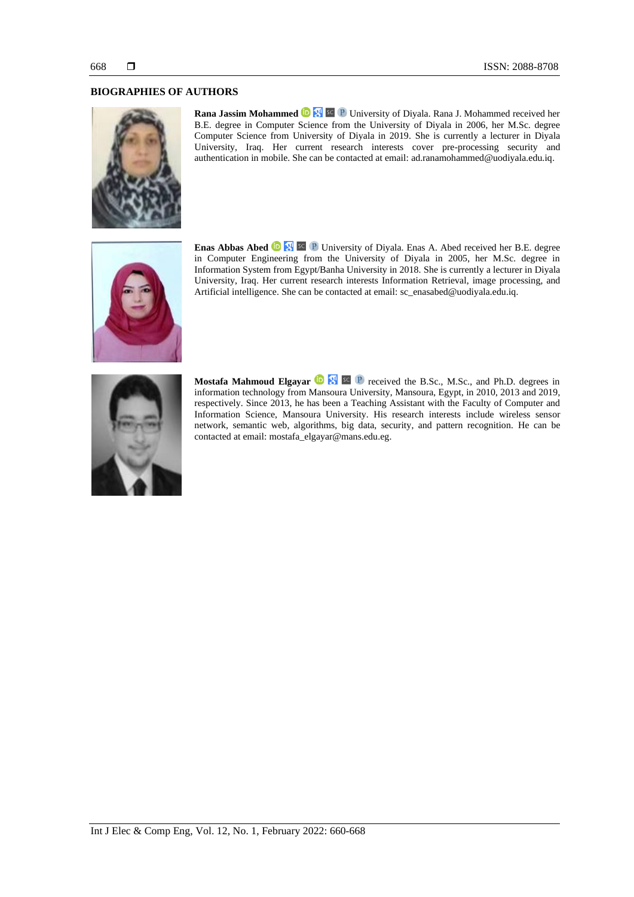## BIOGRAPHIES OF AUTHORS

**Rana Jassim Mohammed** University of Diyala. Rana J. Mohammed received her B.E. degree in Computer Science from the University of Diyala in 2006, her M.Sc. degree Computer Science from University of Diyala in 2019. She is currently a lecturer in Diyala University, Iraq. Her current research interests cover pre-processing security and authentication in mobile. She can be contacted at email: ad.ranamohammed@uodiyala.edu.iq.

**Enas Abbas Abed** University of Diyala. Enas A. Abed received her B.E. degree in Computer Engineering from the University of Diyala in 2005, her M.Sc. degree in Information System from Egypt/Banha University in 2018. She is currently a lecturer in Diyala University, Iraq. Her current research interests Information Retrieval, image processing, and Artificial intelligence. She can be contacted at email: sc_enasabed@uodiyala.edu.iq.

**Mostafa Mahmoud Elgayar** received the B.Sc., M.Sc., and Ph.D. degrees in information technology from Mansoura University, Mansoura, Egypt, in 2010, 2013 and 2019, respectively. Since 2013, he has been a Teaching Assistant with the Faculty of Computer and Information Science, Mansoura University. His research interests include wireless sensor network, semantic web, algorithms, big data, security, and pattern recognition. He can be contacted at email: mostafa_elgayar@mans.edu.eg.